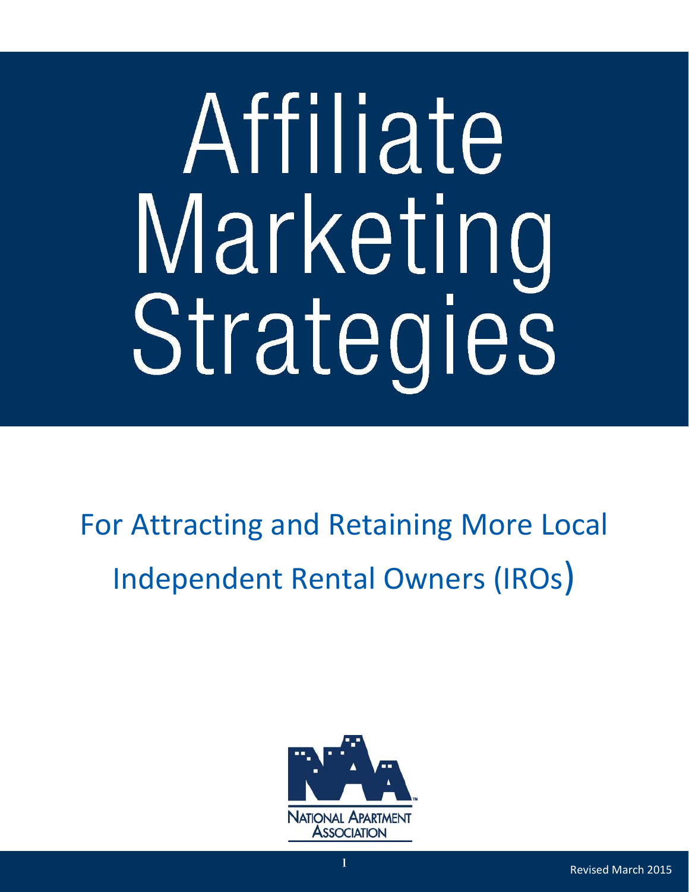# Affiliate Marketing Strategies

## For Attracting and Retaining More Local Independent Rental Owners (IROs)

NATIONAL APARTMENT ASSOCIATION

Revised March 2015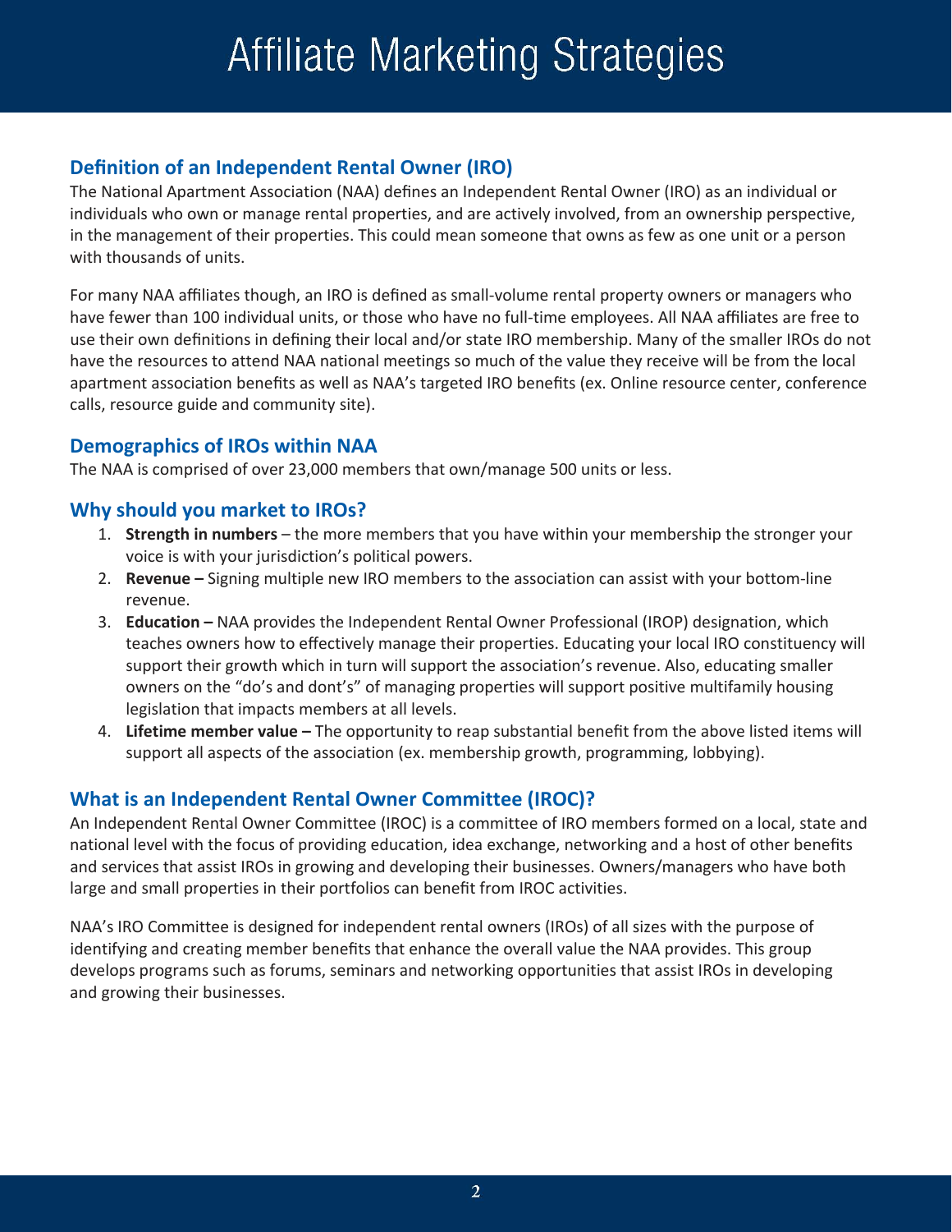# Affiliate Marketing Strategies

## Definition of an Independent Rental Owner (IRO)

The National Apartment Association (NAA) defines an Independent Rental Owner (IRO) as an individual or individuals who own or manage rental properties, and are actively involved, from an ownership perspective, in the management of their properties. This could mean someone that owns as few as one unit or a person with thousands of units.

For many NAA affiliates though, an IRO is defined as small-volume rental property owners or managers who have fewer than 100 individual units, or those who have no full-time employees. All NAA affiliates are free to use their own definitions in defining their local and/or state IRO membership. Many of the smaller IROs do not have the resources to attend NAA national meetings so much of the value they receive will be from the local apartment association benefits as well as NAA's targeted IRO benefits (ex. Online resource center, conference calls, resource guide and community site).

## Demographics of IROs within NAA

The NAA is comprised of over 23,000 members that own/manage 500 units or less.

## Why should you market to IROs?

1. **Strength in numbers** – the more members that you have within your membership the stronger your voice is with your jurisdiction's political powers.
2. **Revenue –** Signing multiple new IRO members to the association can assist with your bottom-line revenue.
3. **Education –** NAA provides the Independent Rental Owner Professional (IROP) designation, which teaches owners how to effectively manage their properties. Educating your local IRO constituency will support their growth which in turn will support the association's revenue. Also, educating smaller owners on the "do's and dont's" of managing properties will support positive multifamily housing legislation that impacts members at all levels.
4. **Lifetime member value –** The opportunity to reap substantial benefit from the above listed items will support all aspects of the association (ex. membership growth, programming, lobbying).

## What is an Independent Rental Owner Committee (IROC)?

An Independent Rental Owner Committee (IROC) is a committee of IRO members formed on a local, state and national level with the focus of providing education, idea exchange, networking and a host of other benefits and services that assist IROs in growing and developing their businesses. Owners/managers who have both large and small properties in their portfolios can benefit from IROC activities.

NAA's IRO Committee is designed for independent rental owners (IROs) of all sizes with the purpose of identifying and creating member benefits that enhance the overall value the NAA provides. This group develops programs such as forums, seminars and networking opportunities that assist IROs in developing and growing their businesses.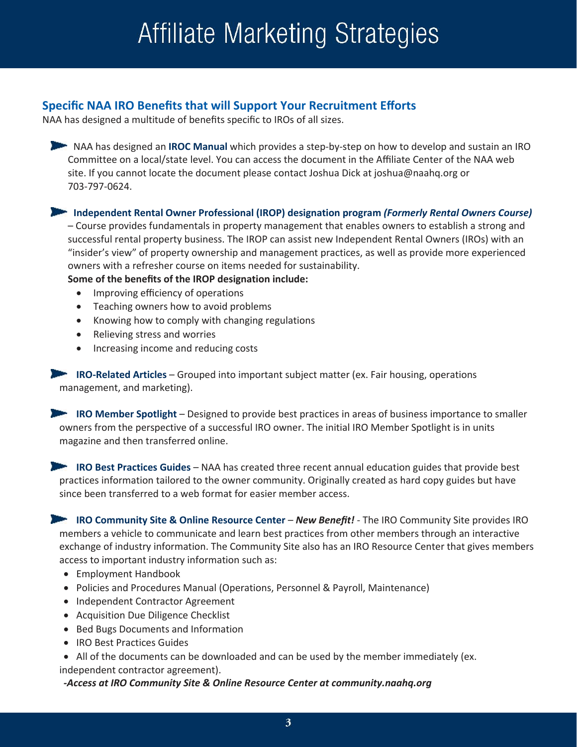# Affiliate Marketing Strategies

## Specific NAA IRO Benefits that will Support Your Recruitment Efforts

NAA has designed a multitude of benefits specific to IROs of all sizes.

- NAA has designed an **IROC Manual** which provides a step-by-step on how to develop and sustain an IRO Committee on a local/state level. You can access the document in the Affiliate Center of the NAA web site. If you cannot locate the document please contact Joshua Dick at joshua@naahq.org or 703-797-0624.

- **Independent Rental Owner Professional (IROP) designation program *(Formerly Rental Owners Course)*** – Course provides fundamentals in property management that enables owners to establish a strong and successful rental property business. The IROP can assist new Independent Rental Owners (IROs) with an "insider's view" of property ownership and management practices, as well as provide more experienced owners with a refresher course on items needed for sustainability.

  **Some of the benefits of the IROP designation include:**
  - Improving efficiency of operations
  - Teaching owners how to avoid problems
  - Knowing how to comply with changing regulations
  - Relieving stress and worries
  - Increasing income and reducing costs

- **IRO-Related Articles** – Grouped into important subject matter (ex. Fair housing, operations management, and marketing).

- **IRO Member Spotlight** – Designed to provide best practices in areas of business importance to smaller owners from the perspective of a successful IRO owner. The initial IRO Member Spotlight is in units magazine and then transferred online.

- **IRO Best Practices Guides** – NAA has created three recent annual education guides that provide best practices information tailored to the owner community. Originally created as hard copy guides but have since been transferred to a web format for easier member access.

- **IRO Community Site & Online Resource Center** – ***New Benefit!*** - The IRO Community Site provides IRO members a vehicle to communicate and learn best practices from other members through an interactive exchange of industry information. The Community Site also has an IRO Resource Center that gives members access to important industry information such as:
  - Employment Handbook
  - Policies and Procedures Manual (Operations, Personnel & Payroll, Maintenance)
  - Independent Contractor Agreement
  - Acquisition Due Diligence Checklist
  - Bed Bugs Documents and Information
  - IRO Best Practices Guides
  - All of the documents can be downloaded and can be used by the member immediately (ex. independent contractor agreement).

  ***-Access at IRO Community Site & Online Resource Center at community.naahq.org***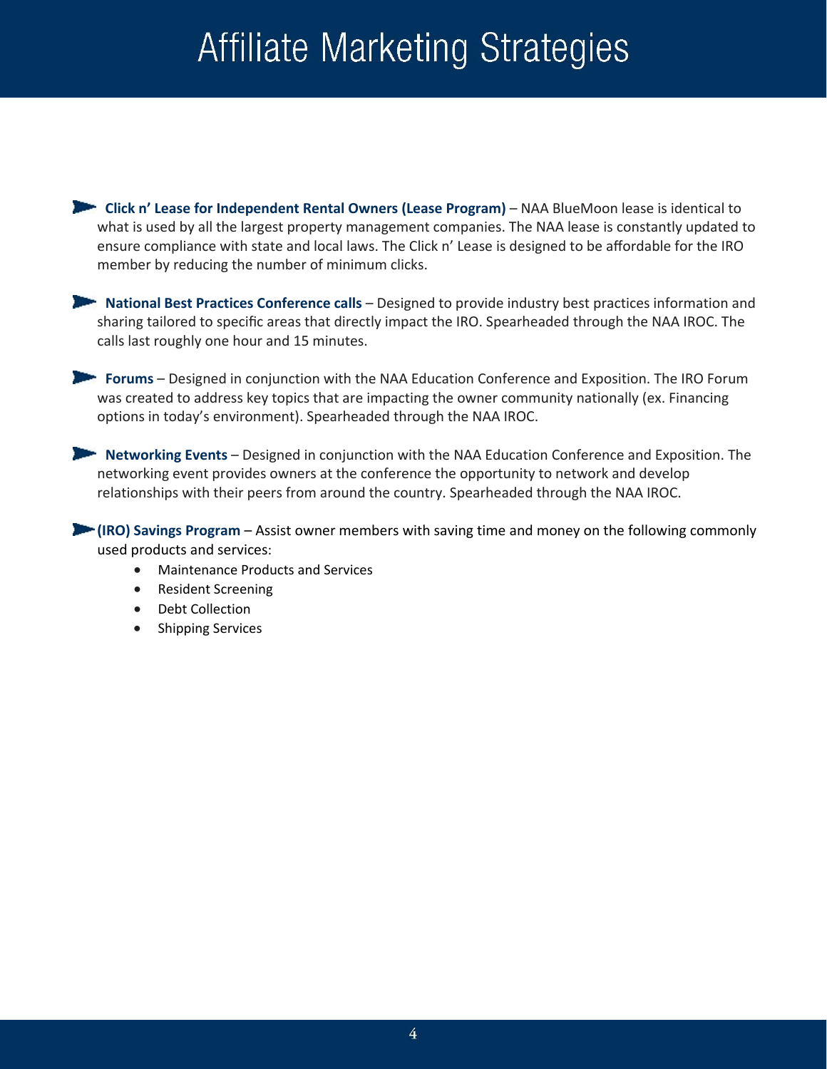# Affiliate Marketing Strategies

- **Click n' Lease for Independent Rental Owners (Lease Program)** – NAA BlueMoon lease is identical to what is used by all the largest property management companies. The NAA lease is constantly updated to ensure compliance with state and local laws. The Click n' Lease is designed to be affordable for the IRO member by reducing the number of minimum clicks.

- **National Best Practices Conference calls** – Designed to provide industry best practices information and sharing tailored to specific areas that directly impact the IRO. Spearheaded through the NAA IROC. The calls last roughly one hour and 15 minutes.

- **Forums** – Designed in conjunction with the NAA Education Conference and Exposition. The IRO Forum was created to address key topics that are impacting the owner community nationally (ex. Financing options in today's environment). Spearheaded through the NAA IROC.

- **Networking Events** – Designed in conjunction with the NAA Education Conference and Exposition. The networking event provides owners at the conference the opportunity to network and develop relationships with their peers from around the country. Spearheaded through the NAA IROC.

- **(IRO) Savings Program** – Assist owner members with saving time and money on the following commonly used products and services:
  - Maintenance Products and Services
  - Resident Screening
  - Debt Collection
  - Shipping Services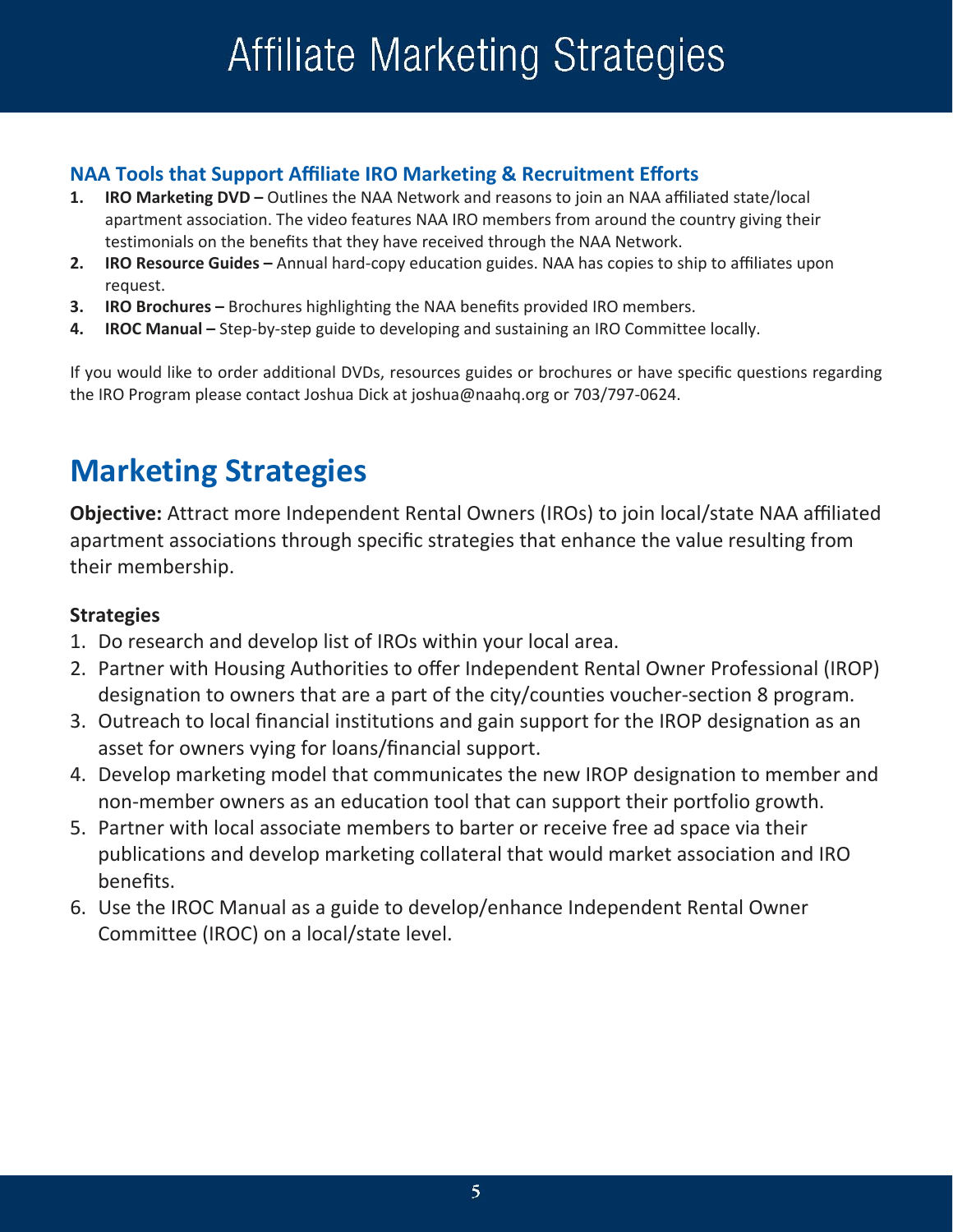# Affiliate Marketing Strategies

### NAA Tools that Support Affiliate IRO Marketing & Recruitment Efforts

1. **IRO Marketing DVD –** Outlines the NAA Network and reasons to join an NAA affiliated state/local apartment association. The video features NAA IRO members from around the country giving their testimonials on the benefits that they have received through the NAA Network.
2. **IRO Resource Guides –** Annual hard-copy education guides. NAA has copies to ship to affiliates upon request.
3. **IRO Brochures –** Brochures highlighting the NAA benefits provided IRO members.
4. **IROC Manual –** Step-by-step guide to developing and sustaining an IRO Committee locally.

If you would like to order additional DVDs, resources guides or brochures or have specific questions regarding the IRO Program please contact Joshua Dick at joshua@naahq.org or 703/797-0624.

## Marketing Strategies

**Objective:** Attract more Independent Rental Owners (IROs) to join local/state NAA affiliated apartment associations through specific strategies that enhance the value resulting from their membership.

**Strategies**

1. Do research and develop list of IROs within your local area.
2. Partner with Housing Authorities to offer Independent Rental Owner Professional (IROP) designation to owners that are a part of the city/counties voucher-section 8 program.
3. Outreach to local financial institutions and gain support for the IROP designation as an asset for owners vying for loans/financial support.
4. Develop marketing model that communicates the new IROP designation to member and non-member owners as an education tool that can support their portfolio growth.
5. Partner with local associate members to barter or receive free ad space via their publications and develop marketing collateral that would market association and IRO benefits.
6. Use the IROC Manual as a guide to develop/enhance Independent Rental Owner Committee (IROC) on a local/state level.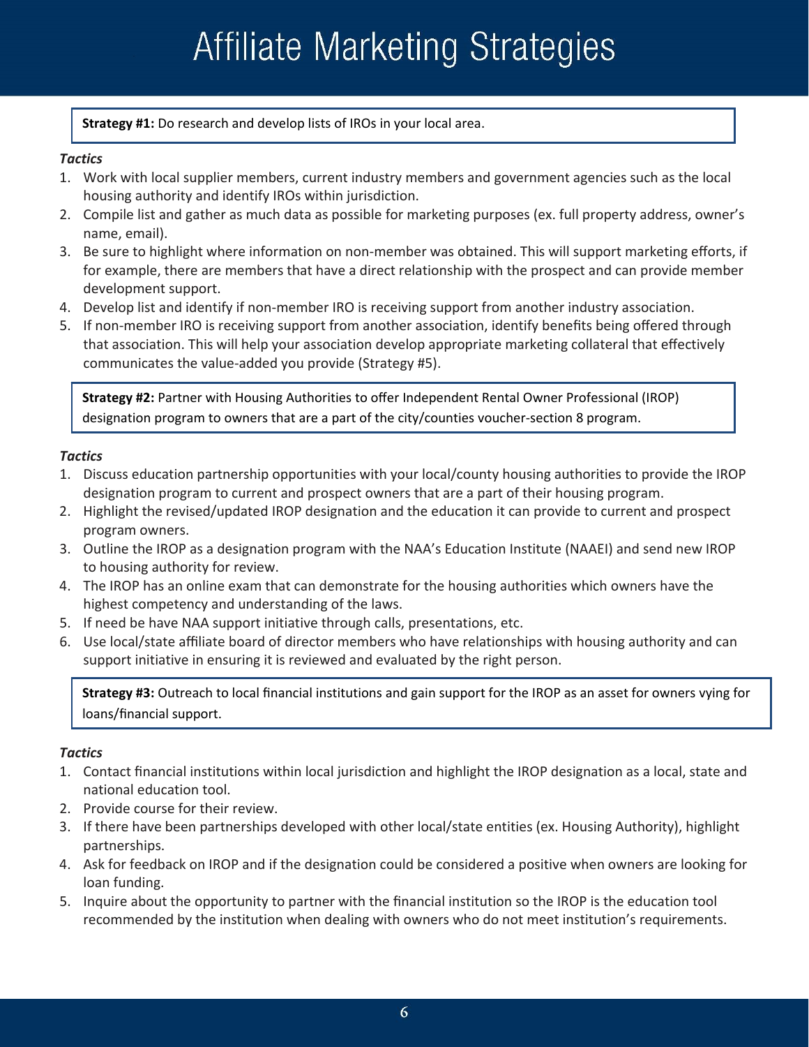# Affiliate Marketing Strategies

**Strategy #1:** Do research and develop lists of IROs in your local area.

*Tactics*

1. Work with local supplier members, current industry members and government agencies such as the local housing authority and identify IROs within jurisdiction.
2. Compile list and gather as much data as possible for marketing purposes (ex. full property address, owner's name, email).
3. Be sure to highlight where information on non-member was obtained. This will support marketing efforts, if for example, there are members that have a direct relationship with the prospect and can provide member development support.
4. Develop list and identify if non-member IRO is receiving support from another industry association.
5. If non-member IRO is receiving support from another association, identify benefits being offered through that association. This will help your association develop appropriate marketing collateral that effectively communicates the value-added you provide (Strategy #5).

**Strategy #2:** Partner with Housing Authorities to offer Independent Rental Owner Professional (IROP) designation program to owners that are a part of the city/counties voucher-section 8 program.

*Tactics*

1. Discuss education partnership opportunities with your local/county housing authorities to provide the IROP designation program to current and prospect owners that are a part of their housing program.
2. Highlight the revised/updated IROP designation and the education it can provide to current and prospect program owners.
3. Outline the IROP as a designation program with the NAA's Education Institute (NAAEI) and send new IROP to housing authority for review.
4. The IROP has an online exam that can demonstrate for the housing authorities which owners have the highest competency and understanding of the laws.
5. If need be have NAA support initiative through calls, presentations, etc.
6. Use local/state affiliate board of director members who have relationships with housing authority and can support initiative in ensuring it is reviewed and evaluated by the right person.

**Strategy #3:** Outreach to local financial institutions and gain support for the IROP as an asset for owners vying for loans/financial support.

*Tactics*

1. Contact financial institutions within local jurisdiction and highlight the IROP designation as a local, state and national education tool.
2. Provide course for their review.
3. If there have been partnerships developed with other local/state entities (ex. Housing Authority), highlight partnerships.
4. Ask for feedback on IROP and if the designation could be considered a positive when owners are looking for loan funding.
5. Inquire about the opportunity to partner with the financial institution so the IROP is the education tool recommended by the institution when dealing with owners who do not meet institution's requirements.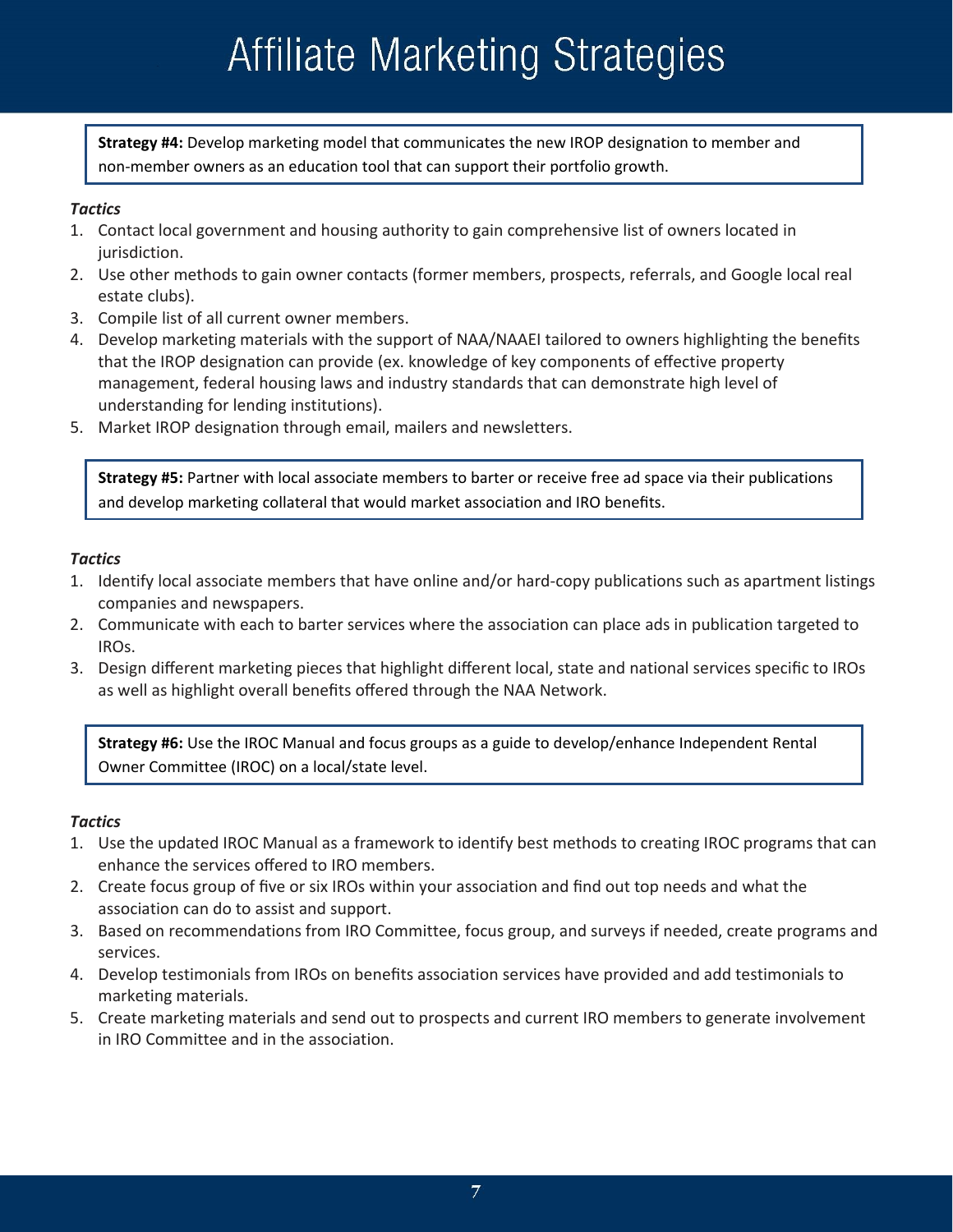# Affiliate Marketing Strategies

**Strategy #4:** Develop marketing model that communicates the new IROP designation to member and non-member owners as an education tool that can support their portfolio growth.

***Tactics***

1. Contact local government and housing authority to gain comprehensive list of owners located in jurisdiction.
2. Use other methods to gain owner contacts (former members, prospects, referrals, and Google local real estate clubs).
3. Compile list of all current owner members.
4. Develop marketing materials with the support of NAA/NAAEI tailored to owners highlighting the benefits that the IROP designation can provide (ex. knowledge of key components of effective property management, federal housing laws and industry standards that can demonstrate high level of understanding for lending institutions).
5. Market IROP designation through email, mailers and newsletters.

**Strategy #5:** Partner with local associate members to barter or receive free ad space via their publications and develop marketing collateral that would market association and IRO benefits.

***Tactics***

1. Identify local associate members that have online and/or hard-copy publications such as apartment listings companies and newspapers.
2. Communicate with each to barter services where the association can place ads in publication targeted to IROs.
3. Design different marketing pieces that highlight different local, state and national services specific to IROs as well as highlight overall benefits offered through the NAA Network.

**Strategy #6:** Use the IROC Manual and focus groups as a guide to develop/enhance Independent Rental Owner Committee (IROC) on a local/state level.

***Tactics***

1. Use the updated IROC Manual as a framework to identify best methods to creating IROC programs that can enhance the services offered to IRO members.
2. Create focus group of five or six IROs within your association and find out top needs and what the association can do to assist and support.
3. Based on recommendations from IRO Committee, focus group, and surveys if needed, create programs and services.
4. Develop testimonials from IROs on benefits association services have provided and add testimonials to marketing materials.
5. Create marketing materials and send out to prospects and current IRO members to generate involvement in IRO Committee and in the association.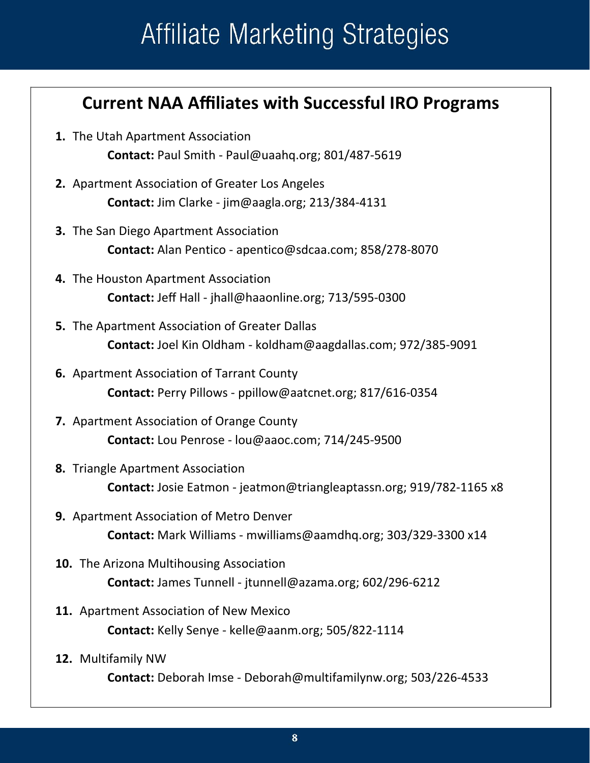# Affiliate Marketing Strategies

## Current NAA Affiliates with Successful IRO Programs

1. The Utah Apartment Association
   **Contact:** Paul Smith - Paul@uaahq.org; 801/487-5619
2. Apartment Association of Greater Los Angeles
   **Contact:** Jim Clarke - jim@aagla.org; 213/384-4131
3. The San Diego Apartment Association
   **Contact:** Alan Pentico - apentico@sdcaa.com; 858/278-8070
4. The Houston Apartment Association
   **Contact:** Jeff Hall - jhall@haaonline.org; 713/595-0300
5. The Apartment Association of Greater Dallas
   **Contact:** Joel Kin Oldham - koldham@aagdallas.com; 972/385-9091
6. Apartment Association of Tarrant County
   **Contact:** Perry Pillows - ppillow@aatcnet.org; 817/616-0354
7. Apartment Association of Orange County
   **Contact:** Lou Penrose - lou@aaoc.com; 714/245-9500
8. Triangle Apartment Association
   **Contact:** Josie Eatmon - jeatmon@triangleaptassn.org; 919/782-1165 x8
9. Apartment Association of Metro Denver
   **Contact:** Mark Williams - mwilliams@aamdhq.org; 303/329-3300 x14
10. The Arizona Multihousing Association
    **Contact:** James Tunnell - jtunnell@azama.org; 602/296-6212
11. Apartment Association of New Mexico
    **Contact:** Kelly Senye - kelle@aanm.org; 505/822-1114
12. Multifamily NW
    **Contact:** Deborah Imse - Deborah@multifamilynw.org; 503/226-4533